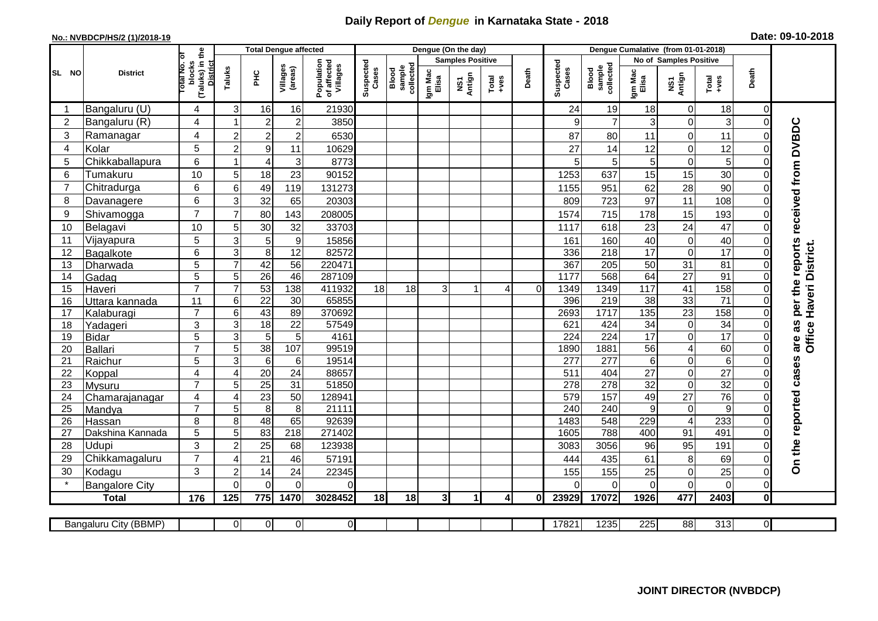# Daily Report of *Dengue* in Karnataka State - 2018

**No.: NVBDCP/HS/2 (1)/2018-19** **Date: 09-10-2018**

| SL NO | District | Total No. of blocks (Taluks) in the District | Total Dengue affected | | | | Dengue (On the day) | | | | | | | Dengue Cumalative (from 01-01-2018) | | | | | | | |
|---|---|---|---|---|---|---|---|---|---|---|---|---|---|---|---|---|---|---|---|---|
| | | | Taluks | PHC | Villages (areas) | Population of affected Villages | Suspected Cases | Blood sample collected | Samples Positive | | | Death | Suspected Cases | Blood sample collected | No of Samples Positive | | | Death | |
| | | | | | | | | | Igm Mac Elisa | NS1 Antign | Total +ves | | | | Igm Mac Elisa | NS1 Antign | Total +ves | | |
| 1 | Bangaluru (U) | 4 | 3 | 16 | 16 | 21930 | | | | | | | 24 | 19 | 18 | 0 | 18 | 0 | On the reported cases are as per the reports received from DVBDC Office Haveri District. |
| 2 | Bangaluru (R) | 4 | 1 | 2 | 2 | 3850 | | | | | | | 9 | 7 | 3 | 0 | 3 | 0 | |
| 3 | Ramanagar | 4 | 2 | 2 | 2 | 6530 | | | | | | | 87 | 80 | 11 | 0 | 11 | 0 | |
| 4 | Kolar | 5 | 2 | 9 | 11 | 10629 | | | | | | | 27 | 14 | 12 | 0 | 12 | 0 | |
| 5 | Chikkaballapura | 6 | 1 | 4 | 3 | 8773 | | | | | | | 5 | 5 | 5 | 0 | 5 | 0 | |
| 6 | Tumakuru | 10 | 5 | 18 | 23 | 90152 | | | | | | | 1253 | 637 | 15 | 15 | 30 | 0 | |
| 7 | Chitradurga | 6 | 6 | 49 | 119 | 131273 | | | | | | | 1155 | 951 | 62 | 28 | 90 | 0 | |
| 8 | Davanagere | 6 | 3 | 32 | 65 | 20303 | | | | | | | 809 | 723 | 97 | 11 | 108 | 0 | |
| 9 | Shivamogga | 7 | 7 | 80 | 143 | 208005 | | | | | | | 1574 | 715 | 178 | 15 | 193 | 0 | |
| 10 | Belagavi | 10 | 5 | 30 | 32 | 33703 | | | | | | | 1117 | 618 | 23 | 24 | 47 | 0 | |
| 11 | Vijayapura | 5 | 3 | 5 | 9 | 15856 | | | | | | | 161 | 160 | 40 | 0 | 40 | 0 | |
| 12 | Bagalkote | 6 | 3 | 8 | 12 | 82572 | | | | | | | 336 | 218 | 17 | 0 | 17 | 0 | |
| 13 | Dharwada | 5 | 7 | 42 | 56 | 220471 | | | | | | | 367 | 205 | 50 | 31 | 81 | 0 | |
| 14 | Gadag | 5 | 5 | 26 | 46 | 287109 | | | | | | | 1177 | 568 | 64 | 27 | 91 | 0 | |
| 15 | Haveri | 7 | 7 | 53 | 138 | 411932 | 18 | 18 | 3 | 1 | 4 | 0 | 1349 | 1349 | 117 | 41 | 158 | 0 | |
| 16 | Uttara kannada | 11 | 6 | 22 | 30 | 65855 | | | | | | | 396 | 219 | 38 | 33 | 71 | 0 | |
| 17 | Kalaburagi | 7 | 6 | 43 | 89 | 370692 | | | | | | | 2693 | 1717 | 135 | 23 | 158 | 0 | |
| 18 | Yadageri | 3 | 3 | 18 | 22 | 57549 | | | | | | | 621 | 424 | 34 | 0 | 34 | 0 | |
| 19 | Bidar | 5 | 3 | 5 | 5 | 4161 | | | | | | | 224 | 224 | 17 | 0 | 17 | 0 | |
| 20 | Ballari | 7 | 5 | 38 | 107 | 99519 | | | | | | | 1890 | 1881 | 56 | 4 | 60 | 0 | |
| 21 | Raichur | 5 | 3 | 6 | 6 | 19514 | | | | | | | 277 | 277 | 6 | 0 | 6 | 0 | |
| 22 | Koppal | 4 | 4 | 20 | 24 | 88657 | | | | | | | 511 | 404 | 27 | 0 | 27 | 0 | |
| 23 | Mysuru | 7 | 5 | 25 | 31 | 51850 | | | | | | | 278 | 278 | 32 | 0 | 32 | 0 | |
| 24 | Chamarajanagar | 4 | 4 | 23 | 50 | 128941 | | | | | | | 579 | 157 | 49 | 27 | 76 | 0 | |
| 25 | Mandya | 7 | 5 | 8 | 8 | 21111 | | | | | | | 240 | 240 | 9 | 0 | 9 | 0 | |
| 26 | Hassan | 8 | 8 | 48 | 65 | 92639 | | | | | | | 1483 | 548 | 229 | 4 | 233 | 0 | |
| 27 | Dakshina Kannada | 5 | 5 | 83 | 218 | 271402 | | | | | | | 1605 | 788 | 400 | 91 | 491 | 0 | |
| 28 | Udupi | 3 | 2 | 25 | 68 | 123938 | | | | | | | 3083 | 3056 | 96 | 95 | 191 | 0 | |
| 29 | Chikkamagaluru | 7 | 4 | 21 | 46 | 57191 | | | | | | | 444 | 435 | 61 | 8 | 69 | 0 | |
| 30 | Kodagu | 3 | 2 | 14 | 24 | 22345 | | | | | | | 155 | 155 | 25 | 0 | 25 | 0 | |
| * | Bangalore City | | 0 | 0 | 0 | 0 | | | | | | | 0 | 0 | 0 | 0 | 0 | 0 | |
| | **Total** | **176** | **125** | **775** | **1470** | **3028452** | **18** | **18** | **3** | **1** | **4** | **0** | **23929** | **17072** | **1926** | **477** | **2403** | **0** | |

| Bangaluru City (BBMP) | | 0 | 0 | 0 | 0 | | | | | | | 17821 | 1235 | 225 | 88 | 313 | 0 |
|---|---|---|---|---|---|---|---|---|---|---|---|---|---|---|---|---|---|

**JOINT DIRECTOR (NVBDCP)**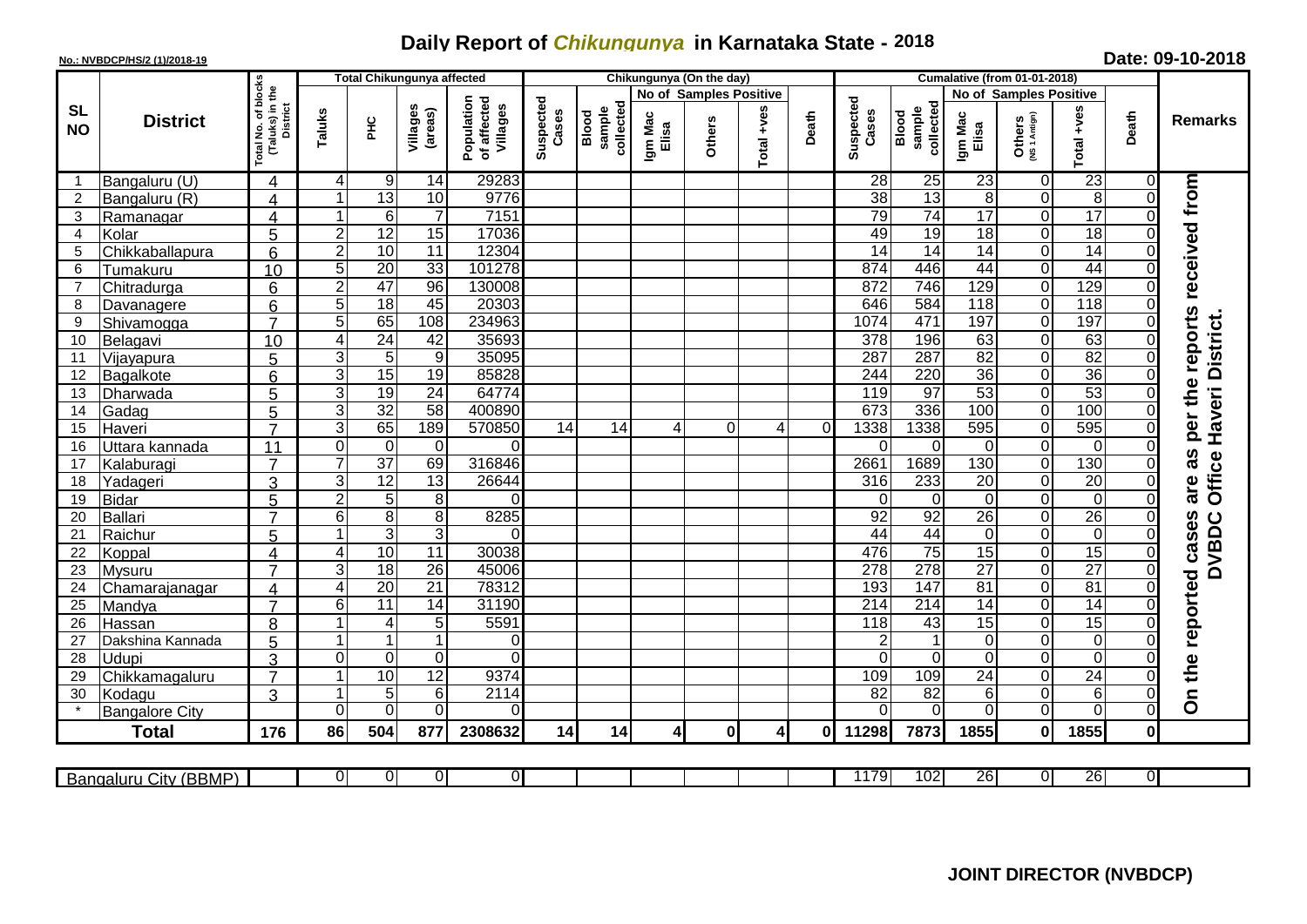# Daily Report of *Chikungunya* in Karnataka State - 2018

**No.: NVBDCP/HS/2 (1)/2018-19**

**Date: 09-10-2018**

| SL NO | District | Total No. of blocks (Taluks) in the District | Total Chikungunya affected | | | | Chikungunya (On the day) | | | | | | | Cumalative (from 01-01-2018) | | | | | | | Remarks |
|---|---|---|---|---|---|---|---|---|---|---|---|---|---|---|---|---|---|---|---|---|---|
| | | | Taluks | PHC | Villages (areas) | Population of affected Villages | Suspected Cases | Blood sample collected | No of Samples Positive | | | Death | Suspected Cases | Blood sample collected | No of Samples Positive | | | Death | |
| | | | | | | | | | Igm Mac Elisa | Others | Total +ves | | | | Igm Mac Elisa | Others (NS 1 Antign) | Total +ves | | |
| 1 | Bangaluru (U) | 4 | 4 | 9 | 14 | 29283 | | | | | | | 28 | 25 | 23 | 0 | 23 | 0 | On the reported cases are as per the reports received from DVBDC Office Haveri District. |
| 2 | Bangaluru (R) | 4 | 1 | 13 | 10 | 9776 | | | | | | | 38 | 13 | 8 | 0 | 8 | 0 | |
| 3 | Ramanagar | 4 | 1 | 6 | 7 | 7151 | | | | | | | 79 | 74 | 17 | 0 | 17 | 0 | |
| 4 | Kolar | 5 | 2 | 12 | 15 | 17036 | | | | | | | 49 | 19 | 18 | 0 | 18 | 0 | |
| 5 | Chikkaballapura | 6 | 2 | 10 | 11 | 12304 | | | | | | | 14 | 14 | 14 | 0 | 14 | 0 | |
| 6 | Tumakuru | 10 | 5 | 20 | 33 | 101278 | | | | | | | 874 | 446 | 44 | 0 | 44 | 0 | |
| 7 | Chitradurga | 6 | 2 | 47 | 96 | 130008 | | | | | | | 872 | 746 | 129 | 0 | 129 | 0 | |
| 8 | Davanagere | 6 | 5 | 18 | 45 | 20303 | | | | | | | 646 | 584 | 118 | 0 | 118 | 0 | |
| 9 | Shivamogga | 7 | 5 | 65 | 108 | 234963 | | | | | | | 1074 | 471 | 197 | 0 | 197 | 0 | |
| 10 | Belagavi | 10 | 4 | 24 | 42 | 35693 | | | | | | | 378 | 196 | 63 | 0 | 63 | 0 | |
| 11 | Vijayapura | 5 | 3 | 5 | 9 | 35095 | | | | | | | 287 | 287 | 82 | 0 | 82 | 0 | |
| 12 | Bagalkote | 6 | 3 | 15 | 19 | 85828 | | | | | | | 244 | 220 | 36 | 0 | 36 | 0 | |
| 13 | Dharwada | 5 | 3 | 19 | 24 | 64774 | | | | | | | 119 | 97 | 53 | 0 | 53 | 0 | |
| 14 | Gadag | 5 | 3 | 32 | 58 | 400890 | | | | | | | 673 | 336 | 100 | 0 | 100 | 0 | |
| 15 | Haveri | 7 | 3 | 65 | 189 | 570850 | 14 | 14 | 4 | 0 | 4 | 0 | 1338 | 1338 | 595 | 0 | 595 | 0 | |
| 16 | Uttara kannada | 11 | 0 | 0 | 0 | 0 | | | | | | | 0 | 0 | 0 | 0 | 0 | 0 | |
| 17 | Kalaburagi | 7 | 7 | 37 | 69 | 316846 | | | | | | | 2661 | 1689 | 130 | 0 | 130 | 0 | |
| 18 | Yadageri | 3 | 3 | 12 | 13 | 26644 | | | | | | | 316 | 233 | 20 | 0 | 20 | 0 | |
| 19 | Bidar | 5 | 2 | 5 | 8 | 0 | | | | | | | 0 | 0 | 0 | 0 | 0 | 0 | |
| 20 | Ballari | 7 | 6 | 8 | 8 | 8285 | | | | | | | 92 | 92 | 26 | 0 | 26 | 0 | |
| 21 | Raichur | 5 | 1 | 3 | 3 | 0 | | | | | | | 44 | 44 | 0 | 0 | 0 | 0 | |
| 22 | Koppal | 4 | 4 | 10 | 11 | 30038 | | | | | | | 476 | 75 | 15 | 0 | 15 | 0 | |
| 23 | Mysuru | 7 | 3 | 18 | 26 | 45006 | | | | | | | 278 | 278 | 27 | 0 | 27 | 0 | |
| 24 | Chamarajanagar | 4 | 4 | 20 | 21 | 78312 | | | | | | | 193 | 147 | 81 | 0 | 81 | 0 | |
| 25 | Mandya | 7 | 6 | 11 | 14 | 31190 | | | | | | | 214 | 214 | 14 | 0 | 14 | 0 | |
| 26 | Hassan | 8 | 1 | 4 | 5 | 5591 | | | | | | | 118 | 43 | 15 | 0 | 15 | 0 | |
| 27 | Dakshina Kannada | 5 | 1 | 1 | 1 | 0 | | | | | | | 2 | 1 | 0 | 0 | 0 | 0 | |
| 28 | Udupi | 3 | 0 | 0 | 0 | 0 | | | | | | | 0 | 0 | 0 | 0 | 0 | 0 | |
| 29 | Chikkamagaluru | 7 | 1 | 10 | 12 | 9374 | | | | | | | 109 | 109 | 24 | 0 | 24 | 0 | |
| 30 | Kodagu | 3 | 1 | 5 | 6 | 2114 | | | | | | | 82 | 82 | 6 | 0 | 6 | 0 | |
| * | Bangalore City | | 0 | 0 | 0 | 0 | | | | | | | 0 | 0 | 0 | 0 | 0 | 0 | |
| **Total** | | **176** | **86** | **504** | **877** | **2308632** | **14** | **14** | **4** | **0** | **4** | **0** | **11298** | **7873** | **1855** | **0** | **1855** | **0** | |

| | | | | | | | | | | | | | | | | | | | |
|---|---|---|---|---|---|---|---|---|---|---|---|---|---|---|---|---|---|---|---|
| Bangaluru City (BBMP) | | 0 | 0 | 0 | 0 | | | | | | | 1179 | 102 | 26 | 0 | 26 | 0 | |

**JOINT DIRECTOR (NVBDCP)**